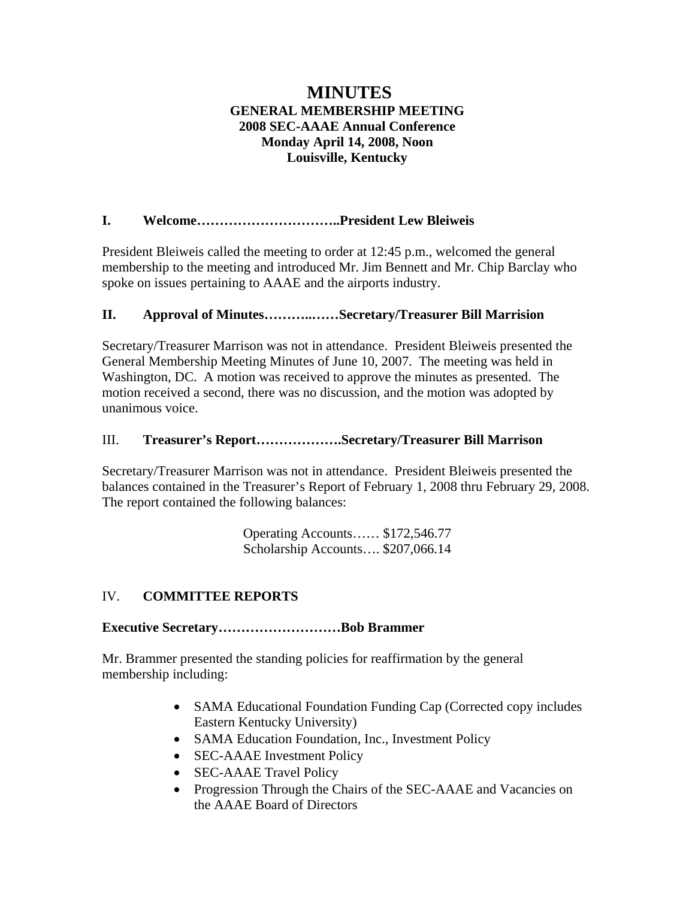# MINUTES

**GENERAL MEMBERSHIP MEETING**
**2008 SEC-AAAE Annual Conference**
**Monday April 14, 2008, Noon**
**Louisville, Kentucky**

## I. Welcome…………………………..President Lew Bleiweis

President Bleiweis called the meeting to order at 12:45 p.m., welcomed the general membership to the meeting and introduced Mr. Jim Bennett and Mr. Chip Barclay who spoke on issues pertaining to AAAE and the airports industry.

## II. Approval of Minutes………..……Secretary/Treasurer Bill Marrision

Secretary/Treasurer Marrison was not in attendance. President Bleiweis presented the General Membership Meeting Minutes of June 10, 2007. The meeting was held in Washington, DC. A motion was received to approve the minutes as presented. The motion received a second, there was no discussion, and the motion was adopted by unanimous voice.

## III. Treasurer's Report……………….Secretary/Treasurer Bill Marrison

Secretary/Treasurer Marrison was not in attendance. President Bleiweis presented the balances contained in the Treasurer's Report of February 1, 2008 thru February 29, 2008. The report contained the following balances:

Operating Accounts…… $172,546.77
Scholarship Accounts…. $207,066.14

## IV. COMMITTEE REPORTS

### Executive Secretary………………………Bob Brammer

Mr. Brammer presented the standing policies for reaffirmation by the general membership including:

- SAMA Educational Foundation Funding Cap (Corrected copy includes Eastern Kentucky University)
- SAMA Education Foundation, Inc., Investment Policy
- SEC-AAAE Investment Policy
- SEC-AAAE Travel Policy
- Progression Through the Chairs of the SEC-AAAE and Vacancies on the AAAE Board of Directors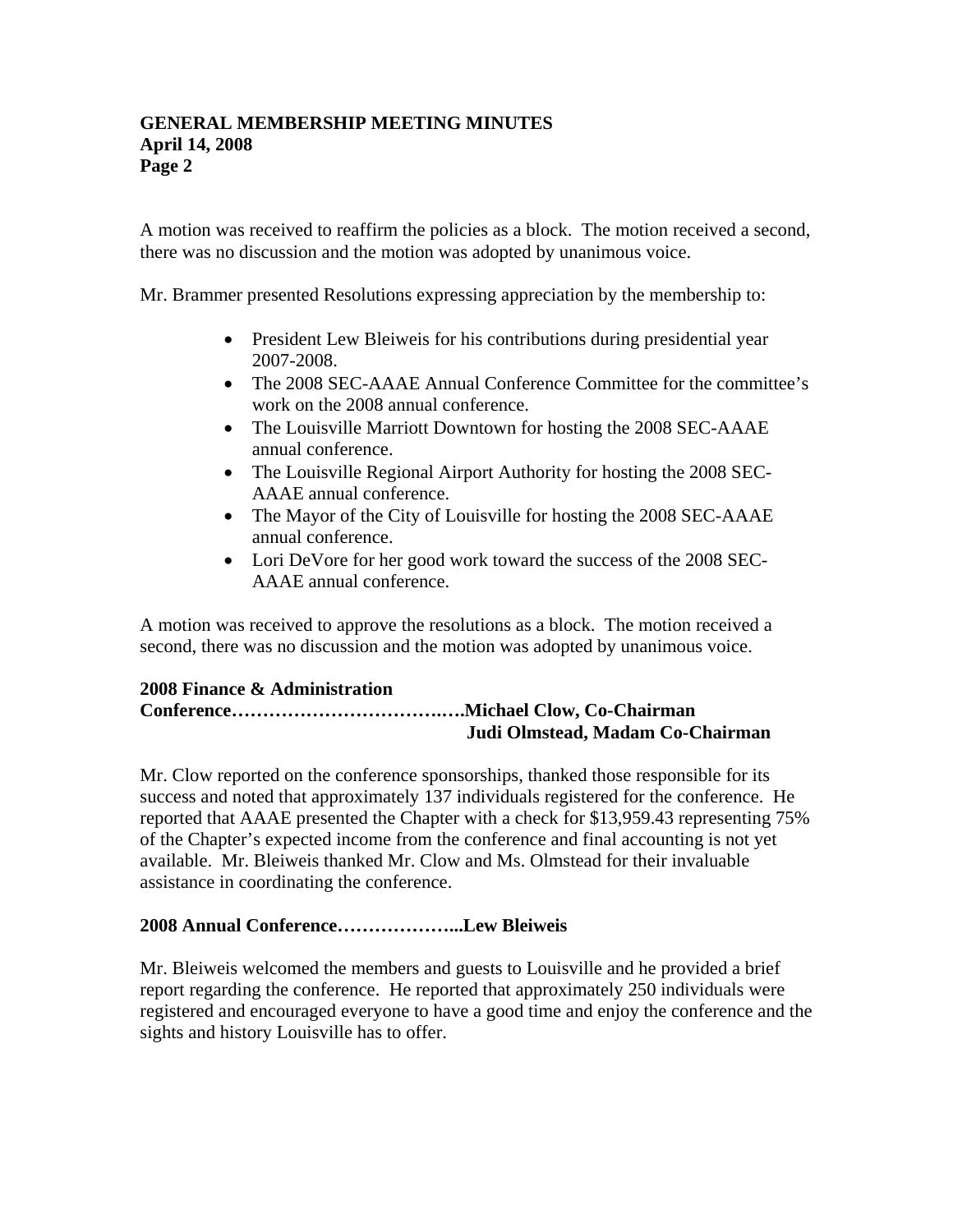A motion was received to reaffirm the policies as a block. The motion received a second, there was no discussion and the motion was adopted by unanimous voice.

Mr. Brammer presented Resolutions expressing appreciation by the membership to:

- President Lew Bleiweis for his contributions during presidential year 2007-2008.
- The 2008 SEC-AAAE Annual Conference Committee for the committee's work on the 2008 annual conference.
- The Louisville Marriott Downtown for hosting the 2008 SEC-AAAE annual conference.
- The Louisville Regional Airport Authority for hosting the 2008 SEC-AAAE annual conference.
- The Mayor of the City of Louisville for hosting the 2008 SEC-AAAE annual conference.
- Lori DeVore for her good work toward the success of the 2008 SEC-AAAE annual conference.

A motion was received to approve the resolutions as a block. The motion received a second, there was no discussion and the motion was adopted by unanimous voice.

**2008 Finance & Administration Conference……………………………..….Michael Clow, Co-Chairman**
**Judi Olmstead, Madam Co-Chairman**

Mr. Clow reported on the conference sponsorships, thanked those responsible for its success and noted that approximately 137 individuals registered for the conference. He reported that AAAE presented the Chapter with a check for $13,959.43 representing 75% of the Chapter's expected income from the conference and final accounting is not yet available. Mr. Bleiweis thanked Mr. Clow and Ms. Olmstead for their invaluable assistance in coordinating the conference.

**2008 Annual Conference………………...Lew Bleiweis**

Mr. Bleiweis welcomed the members and guests to Louisville and he provided a brief report regarding the conference. He reported that approximately 250 individuals were registered and encouraged everyone to have a good time and enjoy the conference and the sights and history Louisville has to offer.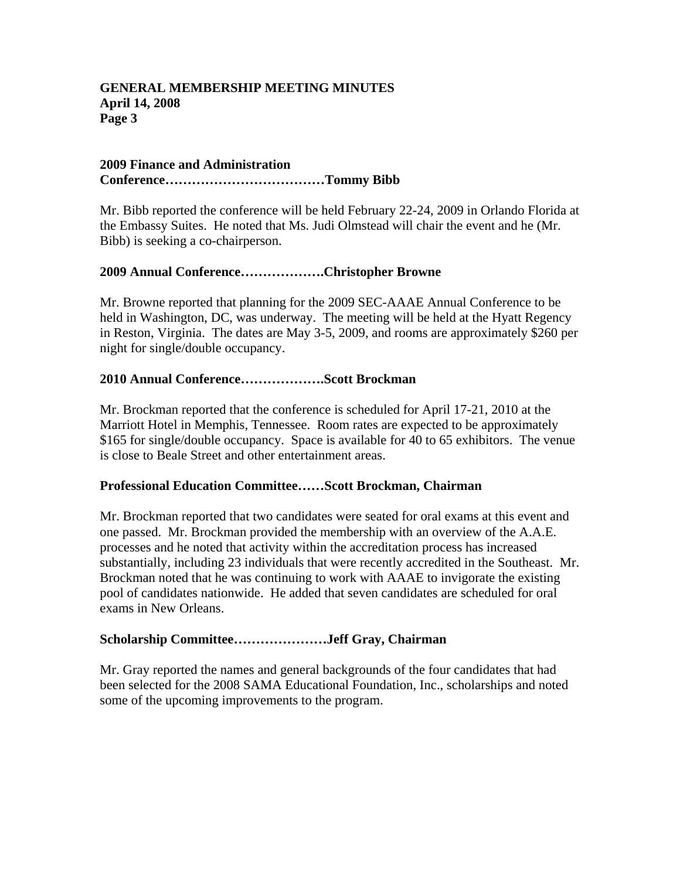**2009 Finance and Administration Conference………………………………Tommy Bibb**

Mr. Bibb reported the conference will be held February 22-24, 2009 in Orlando Florida at the Embassy Suites. He noted that Ms. Judi Olmstead will chair the event and he (Mr. Bibb) is seeking a co-chairperson.

**2009 Annual Conference……………….Christopher Browne**

Mr. Browne reported that planning for the 2009 SEC-AAAE Annual Conference to be held in Washington, DC, was underway. The meeting will be held at the Hyatt Regency in Reston, Virginia. The dates are May 3-5, 2009, and rooms are approximately $260 per night for single/double occupancy.

**2010 Annual Conference……………….Scott Brockman**

Mr. Brockman reported that the conference is scheduled for April 17-21, 2010 at the Marriott Hotel in Memphis, Tennessee. Room rates are expected to be approximately $165 for single/double occupancy. Space is available for 40 to 65 exhibitors. The venue is close to Beale Street and other entertainment areas.

**Professional Education Committee……Scott Brockman, Chairman**

Mr. Brockman reported that two candidates were seated for oral exams at this event and one passed. Mr. Brockman provided the membership with an overview of the A.A.E. processes and he noted that activity within the accreditation process has increased substantially, including 23 individuals that were recently accredited in the Southeast. Mr. Brockman noted that he was continuing to work with AAAE to invigorate the existing pool of candidates nationwide. He added that seven candidates are scheduled for oral exams in New Orleans.

**Scholarship Committee…………………Jeff Gray, Chairman**

Mr. Gray reported the names and general backgrounds of the four candidates that had been selected for the 2008 SAMA Educational Foundation, Inc., scholarships and noted some of the upcoming improvements to the program.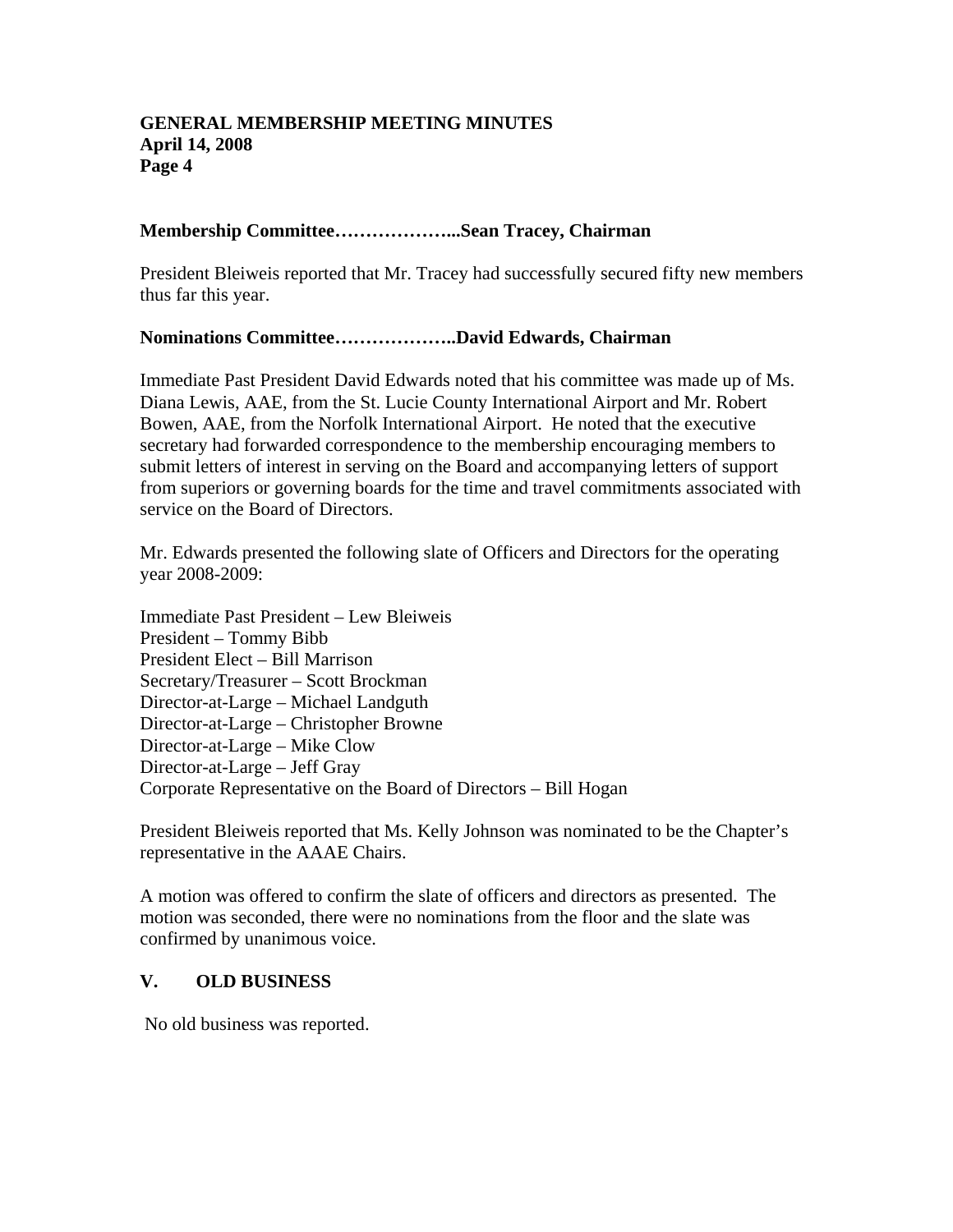**Membership Committee………………...Sean Tracey, Chairman**

President Bleiweis reported that Mr. Tracey had successfully secured fifty new members thus far this year.

**Nominations Committee………………..David Edwards, Chairman**

Immediate Past President David Edwards noted that his committee was made up of Ms. Diana Lewis, AAE, from the St. Lucie County International Airport and Mr. Robert Bowen, AAE, from the Norfolk International Airport. He noted that the executive secretary had forwarded correspondence to the membership encouraging members to submit letters of interest in serving on the Board and accompanying letters of support from superiors or governing boards for the time and travel commitments associated with service on the Board of Directors.

Mr. Edwards presented the following slate of Officers and Directors for the operating year 2008-2009:

Immediate Past President – Lew Bleiweis
President – Tommy Bibb
President Elect – Bill Marrison
Secretary/Treasurer – Scott Brockman
Director-at-Large – Michael Landguth
Director-at-Large – Christopher Browne
Director-at-Large – Mike Clow
Director-at-Large – Jeff Gray
Corporate Representative on the Board of Directors – Bill Hogan

President Bleiweis reported that Ms. Kelly Johnson was nominated to be the Chapter's representative in the AAAE Chairs.

A motion was offered to confirm the slate of officers and directors as presented. The motion was seconded, there were no nominations from the floor and the slate was confirmed by unanimous voice.

## V. OLD BUSINESS

No old business was reported.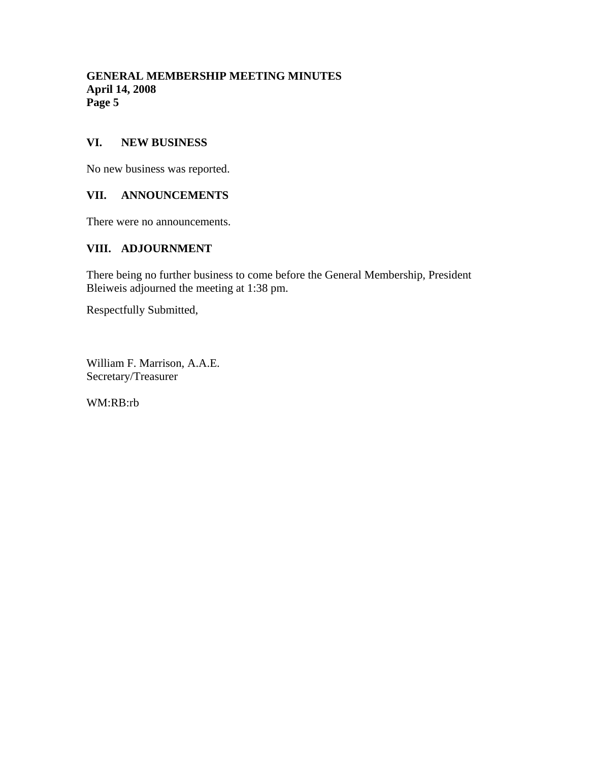## VI. NEW BUSINESS

No new business was reported.

## VII. ANNOUNCEMENTS

There were no announcements.

## VIII. ADJOURNMENT

There being no further business to come before the General Membership, President Bleiweis adjourned the meeting at 1:38 pm.

Respectfully Submitted,

William F. Marrison, A.A.E.
Secretary/Treasurer

WM:RB:rb